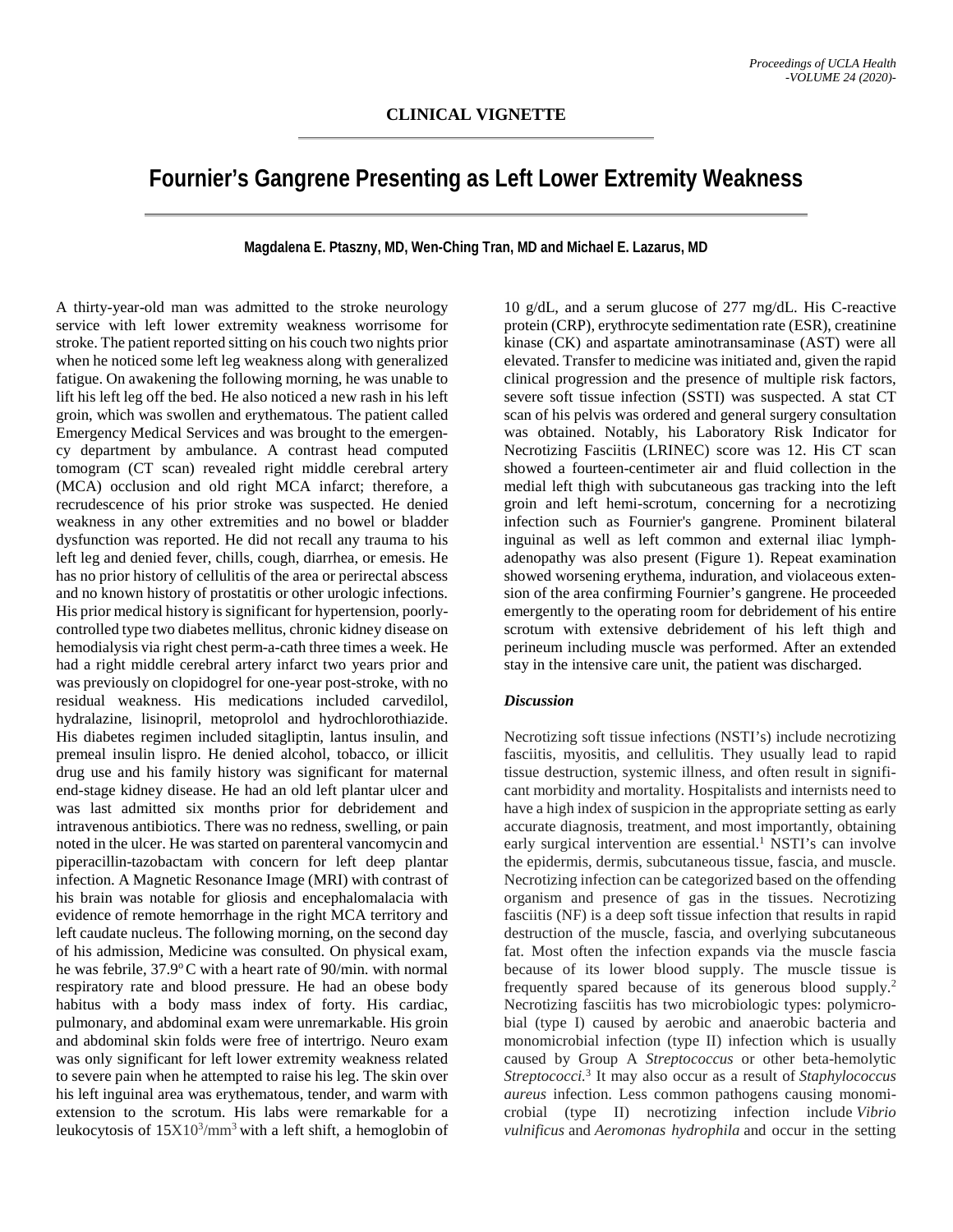**CLINICAL VIGNETTE**

# Fournier's Gangrene Presenting as Left Lower Extremity Weakness

**Magdalena E. Ptaszny, MD, Wen-Ching Tran, MD and Michael E. Lazarus, MD**

A thirty-year-old man was admitted to the stroke neurology service with left lower extremity weakness worrisome for stroke. The patient reported sitting on his couch two nights prior when he noticed some left leg weakness along with generalized fatigue. On awakening the following morning, he was unable to lift his left leg off the bed. He also noticed a new rash in his left groin, which was swollen and erythematous. The patient called Emergency Medical Services and was brought to the emergency department by ambulance. A contrast head computed tomogram (CT scan) revealed right middle cerebral artery (MCA) occlusion and old right MCA infarct; therefore, a recrudescence of his prior stroke was suspected. He denied weakness in any other extremities and no bowel or bladder dysfunction was reported. He did not recall any trauma to his left leg and denied fever, chills, cough, diarrhea, or emesis. He has no prior history of cellulitis of the area or perirectal abscess and no known history of prostatitis or other urologic infections. His prior medical history is significant for hypertension, poorly-controlled type two diabetes mellitus, chronic kidney disease on hemodialysis via right chest perm-a-cath three times a week. He had a right middle cerebral artery infarct two years prior and was previously on clopidogrel for one-year post-stroke, with no residual weakness. His medications included carvedilol, hydralazine, lisinopril, metoprolol and hydrochlorothiazide. His diabetes regimen included sitagliptin, lantus insulin, and premeal insulin lispro. He denied alcohol, tobacco, or illicit drug use and his family history was significant for maternal end-stage kidney disease. He had an old left plantar ulcer and was last admitted six months prior for debridement and intravenous antibiotics. There was no redness, swelling, or pain noted in the ulcer. He was started on parenteral vancomycin and piperacillin-tazobactam with concern for left deep plantar infection. A Magnetic Resonance Image (MRI) with contrast of his brain was notable for gliosis and encephalomalacia with evidence of remote hemorrhage in the right MCA territory and left caudate nucleus. The following morning, on the second day of his admission, Medicine was consulted. On physical exam, he was febrile, 37.9° C with a heart rate of 90/min. with normal respiratory rate and blood pressure. He had an obese body habitus with a body mass index of forty. His cardiac, pulmonary, and abdominal exam were unremarkable. His groin and abdominal skin folds were free of intertrigo. Neuro exam was only significant for left lower extremity weakness related to severe pain when he attempted to raise his leg. The skin over his left inguinal area was erythematous, tender, and warm with extension to the scrotum. His labs were remarkable for a leukocytosis of $15X10^3/mm^3$ with a left shift, a hemoglobin of 10 g/dL, and a serum glucose of 277 mg/dL. His C-reactive protein (CRP), erythrocyte sedimentation rate (ESR), creatinine kinase (CK) and aspartate aminotransaminase (AST) were all elevated. Transfer to medicine was initiated and, given the rapid clinical progression and the presence of multiple risk factors, severe soft tissue infection (SSTI) was suspected. A stat CT scan of his pelvis was ordered and general surgery consultation was obtained. Notably, his Laboratory Risk Indicator for Necrotizing Fasciitis (LRINEC) score was 12. His CT scan showed a fourteen-centimeter air and fluid collection in the medial left thigh with subcutaneous gas tracking into the left groin and left hemi-scrotum, concerning for a necrotizing infection such as Fournier's gangrene. Prominent bilateral inguinal as well as left common and external iliac lymphadenopathy was also present (Figure 1). Repeat examination showed worsening erythema, induration, and violaceous extension of the area confirming Fournier's gangrene. He proceeded emergently to the operating room for debridement of his entire scrotum with extensive debridement of his left thigh and perineum including muscle was performed. After an extended stay in the intensive care unit, the patient was discharged.

### *Discussion*

Necrotizing soft tissue infections (NSTI's) include necrotizing fasciitis, myositis, and cellulitis. They usually lead to rapid tissue destruction, systemic illness, and often result in significant morbidity and mortality. Hospitalists and internists need to have a high index of suspicion in the appropriate setting as early accurate diagnosis, treatment, and most importantly, obtaining early surgical intervention are essential.[1] NSTI's can involve the epidermis, dermis, subcutaneous tissue, fascia, and muscle. Necrotizing infection can be categorized based on the offending organism and presence of gas in the tissues. Necrotizing fasciitis (NF) is a deep soft tissue infection that results in rapid destruction of the muscle, fascia, and overlying subcutaneous fat. Most often the infection expands via the muscle fascia because of its lower blood supply. The muscle tissue is frequently spared because of its generous blood supply.[2] Necrotizing fasciitis has two microbiologic types: polymicrobial (type I) caused by aerobic and anaerobic bacteria and monomicrobial infection (type II) infection which is usually caused by Group A *Streptococcus* or other beta-hemolytic *Streptococci.*[3] It may also occur as a result of *Staphylococcus aureus* infection. Less common pathogens causing monomicrobial (type II) necrotizing infection include *Vibrio vulnificus* and *Aeromonas hydrophila* and occur in the setting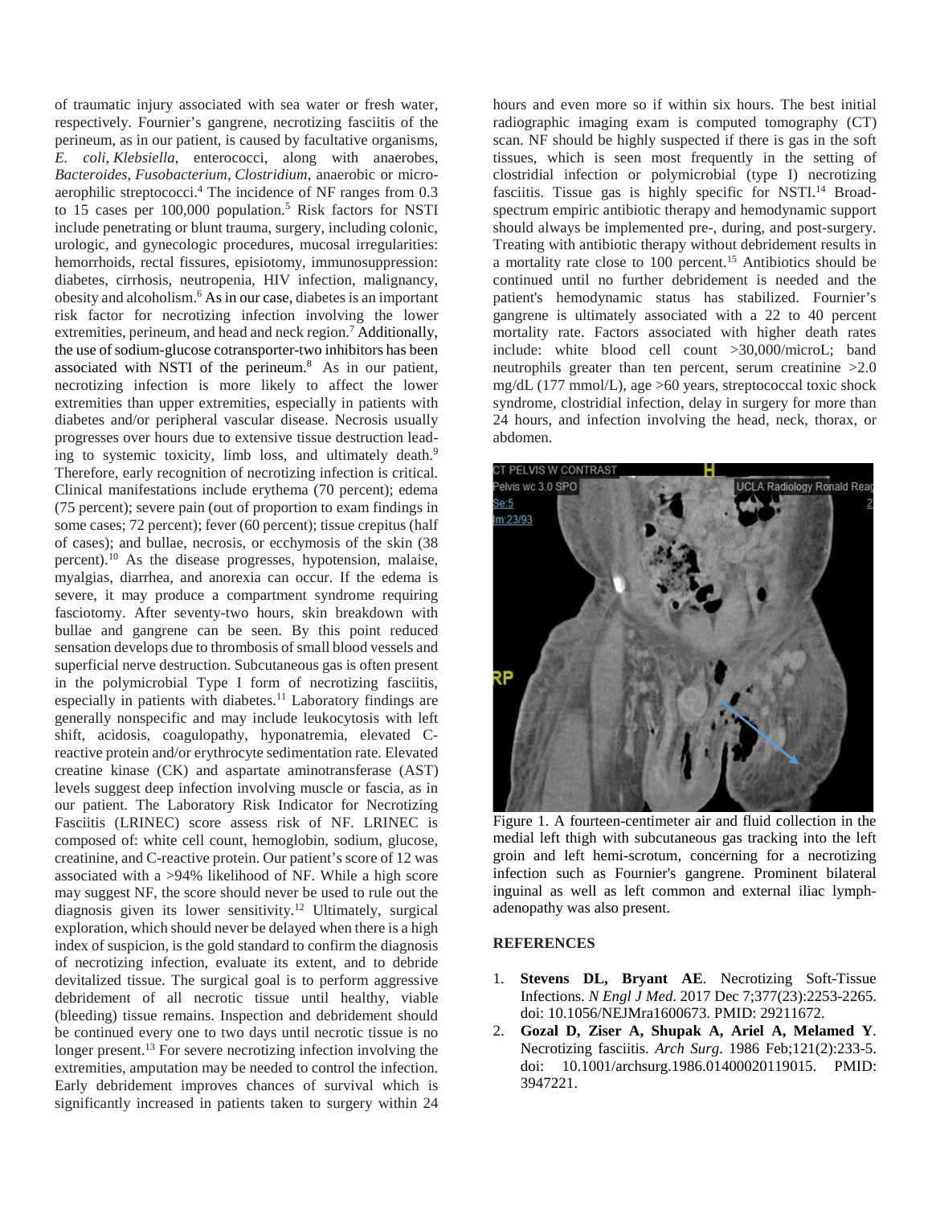of traumatic injury associated with sea water or fresh water, respectively. Fournier's gangrene, necrotizing fasciitis of the perineum, as in our patient, is caused by facultative organisms, *E. coli, Klebsiella*, enterococci, along with anaerobes, *Bacteroides*, *Fusobacterium*, *Clostridium*, anaerobic or micro-aerophilic streptococci.[4] The incidence of NF ranges from 0.3 to 15 cases per 100,000 population.[5] Risk factors for NSTI include penetrating or blunt trauma, surgery, including colonic, urologic, and gynecologic procedures, mucosal irregularities: hemorrhoids, rectal fissures, episiotomy, immunosuppression: diabetes, cirrhosis, neutropenia, HIV infection, malignancy, obesity and alcoholism.[6] As in our case, diabetes is an important risk factor for necrotizing infection involving the lower extremities, perineum, and head and neck region.[7] Additionally, the use of sodium-glucose cotransporter-two inhibitors has been associated with NSTI of the perineum.[8] As in our patient, necrotizing infection is more likely to affect the lower extremities than upper extremities, especially in patients with diabetes and/or peripheral vascular disease. Necrosis usually progresses over hours due to extensive tissue destruction leading to systemic toxicity, limb loss, and ultimately death.[9] Therefore, early recognition of necrotizing infection is critical. Clinical manifestations include erythema (70 percent); edema (75 percent); severe pain (out of proportion to exam findings in some cases; 72 percent); fever (60 percent); tissue crepitus (half of cases); and bullae, necrosis, or ecchymosis of the skin (38 percent).[10] As the disease progresses, hypotension, malaise, myalgias, diarrhea, and anorexia can occur. If the edema is severe, it may produce a compartment syndrome requiring fasciotomy. After seventy-two hours, skin breakdown with bullae and gangrene can be seen. By this point reduced sensation develops due to thrombosis of small blood vessels and superficial nerve destruction. Subcutaneous gas is often present in the polymicrobial Type I form of necrotizing fasciitis, especially in patients with diabetes.[11] Laboratory findings are generally nonspecific and may include leukocytosis with left shift, acidosis, coagulopathy, hyponatremia, elevated C-reactive protein and/or erythrocyte sedimentation rate. Elevated creatine kinase (CK) and aspartate aminotransferase (AST) levels suggest deep infection involving muscle or fascia, as in our patient. The Laboratory Risk Indicator for Necrotizing Fasciitis (LRINEC) score assess risk of NF. LRINEC is composed of: white cell count, hemoglobin, sodium, glucose, creatinine, and C-reactive protein. Our patient's score of 12 was associated with a >94% likelihood of NF. While a high score may suggest NF, the score should never be used to rule out the diagnosis given its lower sensitivity.[12] Ultimately, surgical exploration, which should never be delayed when there is a high index of suspicion, is the gold standard to confirm the diagnosis of necrotizing infection, evaluate its extent, and to debride devitalized tissue. The surgical goal is to perform aggressive debridement of all necrotic tissue until healthy, viable (bleeding) tissue remains. Inspection and debridement should be continued every one to two days until necrotic tissue is no longer present.[13] For severe necrotizing infection involving the extremities, amputation may be needed to control the infection. Early debridement improves chances of survival which is significantly increased in patients taken to surgery within 24 hours and even more so if within six hours. The best initial radiographic imaging exam is computed tomography (CT) scan. NF should be highly suspected if there is gas in the soft tissues, which is seen most frequently in the setting of clostridial infection or polymicrobial (type I) necrotizing fasciitis. Tissue gas is highly specific for NSTI.[14] Broad-spectrum empiric antibiotic therapy and hemodynamic support should always be implemented pre-, during, and post-surgery. Treating with antibiotic therapy without debridement results in a mortality rate close to 100 percent.[15] Antibiotics should be continued until no further debridement is needed and the patient's hemodynamic status has stabilized. Fournier's gangrene is ultimately associated with a 22 to 40 percent mortality rate. Factors associated with higher death rates include: white blood cell count >30,000/microL; band neutrophils greater than ten percent, serum creatinine >2.0 mg/dL (177 mmol/L), age >60 years, streptococcal toxic shock syndrome, clostridial infection, delay in surgery for more than 24 hours, and infection involving the head, neck, thorax, or abdomen.

Figure 1. A fourteen-centimeter air and fluid collection in the medial left thigh with subcutaneous gas tracking into the left groin and left hemi-scrotum, concerning for a necrotizing infection such as Fournier's gangrene. Prominent bilateral inguinal as well as left common and external iliac lymph-adenopathy was also present.

## REFERENCES

1. **Stevens DL, Bryant AE**. Necrotizing Soft-Tissue Infections. *N Engl J Med*. 2017 Dec 7;377(23):2253-2265. doi: 10.1056/NEJMra1600673. PMID: 29211672.
2. **Gozal D, Ziser A, Shupak A, Ariel A, Melamed Y**. Necrotizing fasciitis. *Arch Surg*. 1986 Feb;121(2):233-5. doi: 10.1001/archsurg.1986.01400020119015. PMID: 3947221.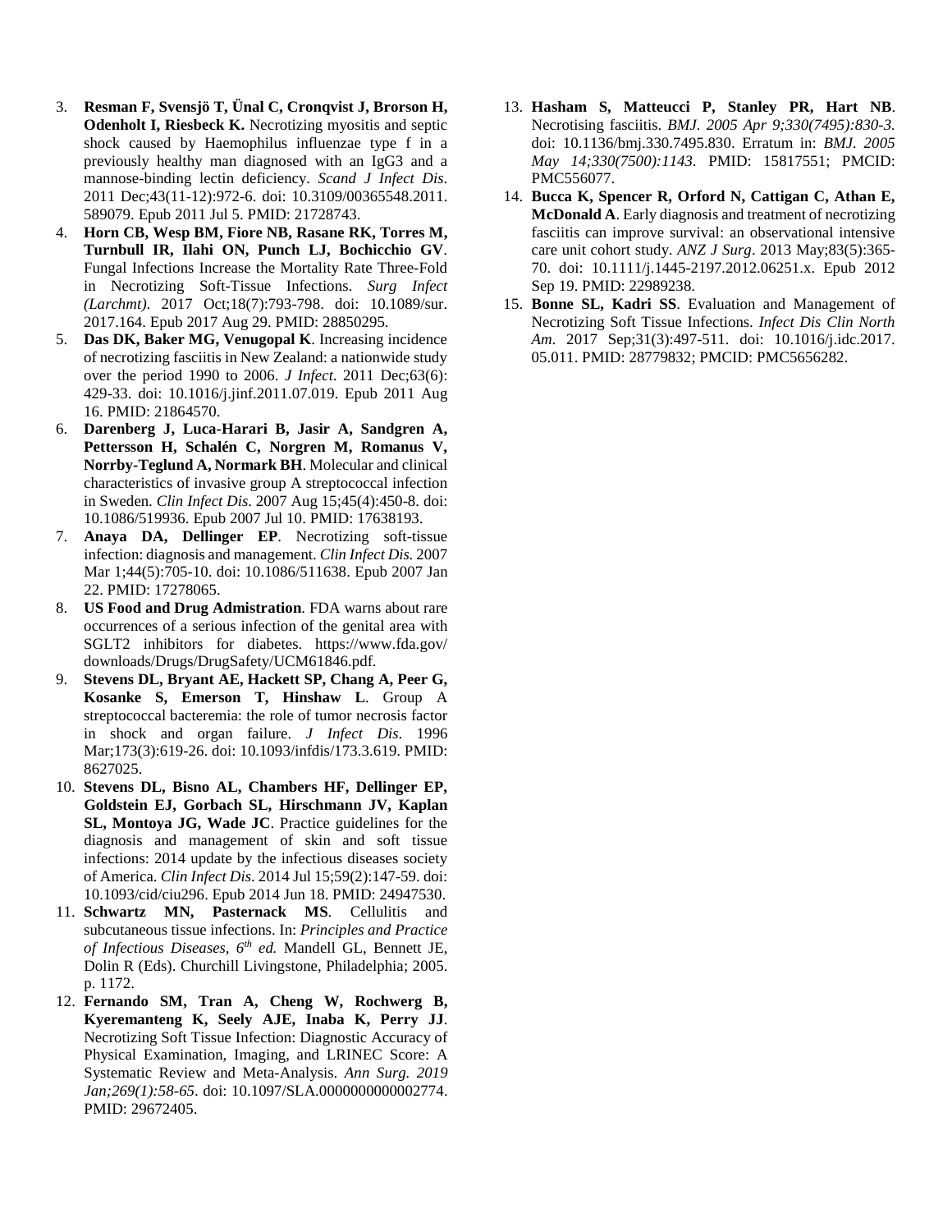3. **Resman F, Svensjö T, Ünal C, Cronqvist J, Brorson H, Odenholt I, Riesbeck K.** Necrotizing myositis and septic shock caused by Haemophilus influenzae type f in a previously healthy man diagnosed with an IgG3 and a mannose-binding lectin deficiency. *Scand J Infect Dis*. 2011 Dec;43(11-12):972-6. doi: 10.3109/00365548.2011.589079. Epub 2011 Jul 5. PMID: 21728743.
4. **Horn CB, Wesp BM, Fiore NB, Rasane RK, Torres M, Turnbull IR, Ilahi ON, Punch LJ, Bochicchio GV**. Fungal Infections Increase the Mortality Rate Three-Fold in Necrotizing Soft-Tissue Infections. *Surg Infect (Larchmt)*. 2017 Oct;18(7):793-798. doi: 10.1089/sur.2017.164. Epub 2017 Aug 29. PMID: 28850295.
5. **Das DK, Baker MG, Venugopal K**. Increasing incidence of necrotizing fasciitis in New Zealand: a nationwide study over the period 1990 to 2006. *J Infect*. 2011 Dec;63(6): 429-33. doi: 10.1016/j.jinf.2011.07.019. Epub 2011 Aug 16. PMID: 21864570.
6. **Darenberg J, Luca-Harari B, Jasir A, Sandgren A, Pettersson H, Schalén C, Norgren M, Romanus V, Norrby-Teglund A, Normark BH**. Molecular and clinical characteristics of invasive group A streptococcal infection in Sweden. *Clin Infect Dis*. 2007 Aug 15;45(4):450-8. doi: 10.1086/519936. Epub 2007 Jul 10. PMID: 17638193.
7. **Anaya DA, Dellinger EP**. Necrotizing soft-tissue infection: diagnosis and management. *Clin Infect Dis*. 2007 Mar 1;44(5):705-10. doi: 10.1086/511638. Epub 2007 Jan 22. PMID: 17278065.
8. **US Food and Drug Admistration**. FDA warns about rare occurrences of a serious infection of the genital area with SGLT2 inhibitors for diabetes. https://www.fda.gov/downloads/Drugs/DrugSafety/UCM61846.pdf.
9. **Stevens DL, Bryant AE, Hackett SP, Chang A, Peer G, Kosanke S, Emerson T, Hinshaw L**. Group A streptococcal bacteremia: the role of tumor necrosis factor in shock and organ failure. *J Infect Dis*. 1996 Mar;173(3):619-26. doi: 10.1093/infdis/173.3.619. PMID: 8627025.
10. **Stevens DL, Bisno AL, Chambers HF, Dellinger EP, Goldstein EJ, Gorbach SL, Hirschmann JV, Kaplan SL, Montoya JG, Wade JC**. Practice guidelines for the diagnosis and management of skin and soft tissue infections: 2014 update by the infectious diseases society of America. *Clin Infect Dis*. 2014 Jul 15;59(2):147-59. doi: 10.1093/cid/ciu296. Epub 2014 Jun 18. PMID: 24947530.
11. **Schwartz MN, Pasternack MS**. Cellulitis and subcutaneous tissue infections. In: *Principles and Practice of Infectious Diseases, 6th ed.* Mandell GL, Bennett JE, Dolin R (Eds). Churchill Livingstone, Philadelphia; 2005. p. 1172.
12. **Fernando SM, Tran A, Cheng W, Rochwerg B, Kyeremanteng K, Seely AJE, Inaba K, Perry JJ**. Necrotizing Soft Tissue Infection: Diagnostic Accuracy of Physical Examination, Imaging, and LRINEC Score: A Systematic Review and Meta-Analysis. *Ann Surg. 2019 Jan;269(1):58-65*. doi: 10.1097/SLA.0000000000002774. PMID: 29672405.
13. **Hasham S, Matteucci P, Stanley PR, Hart NB**. Necrotising fasciitis. *BMJ. 2005 Apr 9;330(7495):830-3*. doi: 10.1136/bmj.330.7495.830. Erratum in: *BMJ. 2005 May 14;330(7500):1143*. PMID: 15817551; PMCID: PMC556077.
14. **Bucca K, Spencer R, Orford N, Cattigan C, Athan E, McDonald A**. Early diagnosis and treatment of necrotizing fasciitis can improve survival: an observational intensive care unit cohort study. *ANZ J Surg*. 2013 May;83(5):365-70. doi: 10.1111/j.1445-2197.2012.06251.x. Epub 2012 Sep 19. PMID: 22989238.
15. **Bonne SL, Kadri SS**. Evaluation and Management of Necrotizing Soft Tissue Infections. *Infect Dis Clin North Am*. 2017 Sep;31(3):497-511. doi: 10.1016/j.idc.2017.05.011. PMID: 28779832; PMCID: PMC5656282.